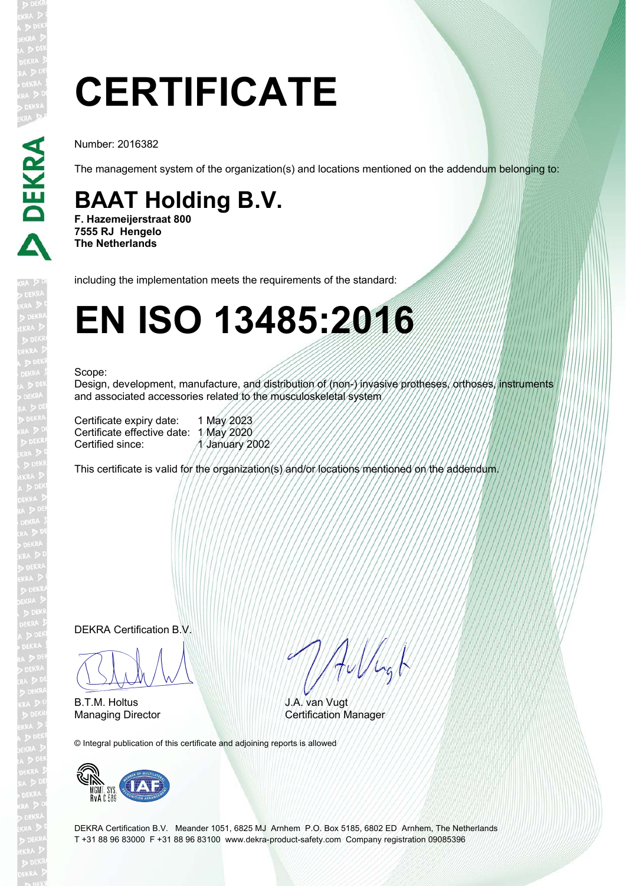# CERTIFICATE

Number: 2016382

The management system of the organization(s) and locations mentioned on the addendum belonging to:

## BAAT Holding B.V.

**F. Hazemeijerstraat 800**
**7555 RJ Hengelo**
**The Netherlands**

including the implementation meets the requirements of the standard:

# EN ISO 13485:2016

Scope:
Design, development, manufacture, and distribution of (non-) invasive protheses, orthoses, instruments and associated accessories related to the musculoskeletal system

Certificate expiry date: 1 May 2023
Certificate effective date: 1 May 2020
Certified since: 1 January 2002

This certificate is valid for the organization(s) and/or locations mentioned on the addendum.

DEKRA Certification B.V.

B.T.M. Holtus
Managing Director

J.A. van Vugt
Certification Manager

© Integral publication of this certificate and adjoining reports is allowed

MGMT. SYS.
RvA C 589

DEKRA Certification B.V. Meander 1051, 6825 MJ Arnhem P.O. Box 5185, 6802 ED Arnhem, The Netherlands
T +31 88 96 83000 F +31 88 96 83100 www.dekra-product-safety.com Company registration 09085396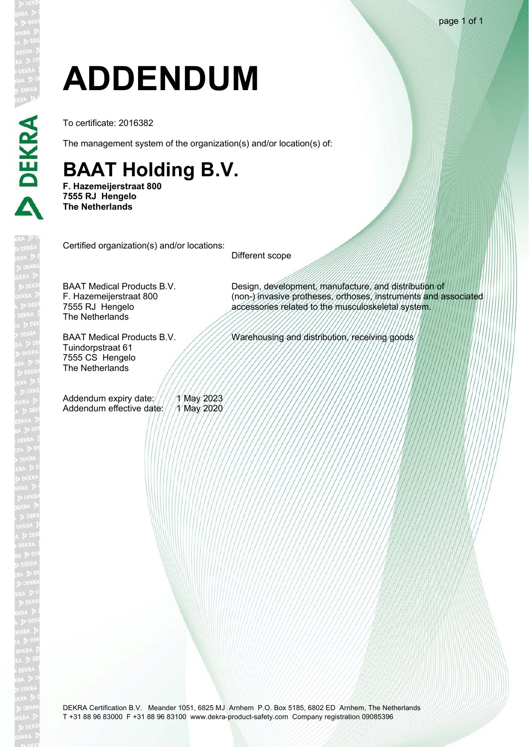# ADDENDUM

To certificate: 2016382

The management system of the organization(s) and/or location(s) of:

## BAAT Holding B.V.

**F. Hazemeijerstraat 800**
**7555 RJ Hengelo**
**The Netherlands**

Certified organization(s) and/or locations:

| | Different scope |
|---|---|
| BAAT Medical Products B.V.<br>F. Hazemeijerstraat 800<br>7555 RJ Hengelo<br>The Netherlands | Design, development, manufacture, and distribution of (non-) invasive protheses, orthoses, instruments and associated accessories related to the musculoskeletal system. |
| BAAT Medical Products B.V.<br>Tuindorpstraat 61<br>7555 CS Hengelo<br>The Netherlands | Warehousing and distribution, receiving goods |

Addendum expiry date: 1 May 2023
Addendum effective date: 1 May 2020

DEKRA Certification B.V. Meander 1051, 6825 MJ Arnhem P.O. Box 5185, 6802 ED Arnhem, The Netherlands
T +31 88 96 83000 F +31 88 96 83100 www.dekra-product-safety.com Company registration 09085396